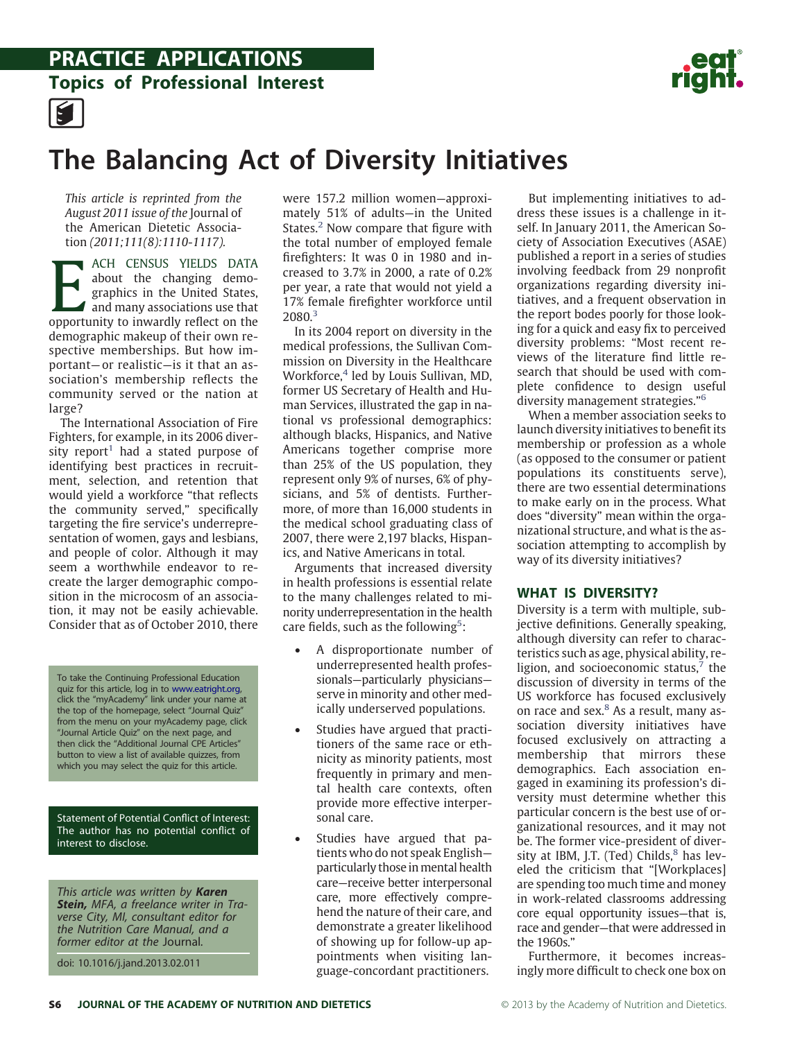# PRACTICE APPLICATIONS

## Topics of Professional Interest

# The Balancing Act of Diversity Initiatives

*This article is reprinted from the August 2011 issue of the* Journal of the American Dietetic Association *(2011;111(8):1110-1117).*

EACH CENSUS YIELDS DATA about the changing demographics in the United States, and many associations use that opportunity to inwardly reflect on the demographic makeup of their own respective memberships. But how important—or realistic—is it that an association's membership reflects the community served or the nation at large?

The International Association of Fire Fighters, for example, in its 2006 diversity report[1] had a stated purpose of identifying best practices in recruitment, selection, and retention that would yield a workforce "that reflects the community served," specifically targeting the fire service's underrepresentation of women, gays and lesbians, and people of color. Although it may seem a worthwhile endeavor to recreate the larger demographic composition in the microcosm of an association, it may not be easily achievable. Consider that as of October 2010, there were 157.2 million women—approximately 51% of adults—in the United States.[2] Now compare that figure with the total number of employed female firefighters: It was 0 in 1980 and increased to 3.7% in 2000, a rate of 0.2% per year, a rate that would not yield a 17% female firefighter workforce until 2080.[3]

In its 2004 report on diversity in the medical professions, the Sullivan Commission on Diversity in the Healthcare Workforce,[4] led by Louis Sullivan, MD, former US Secretary of Health and Human Services, illustrated the gap in national vs professional demographics: although blacks, Hispanics, and Native Americans together comprise more than 25% of the US population, they represent only 9% of nurses, 6% of physicians, and 5% of dentists. Furthermore, of more than 16,000 students in the medical school graduating class of 2007, there were 2,197 blacks, Hispanics, and Native Americans in total.

Arguments that increased diversity in health professions is essential relate to the many challenges related to minority underrepresentation in the health care fields, such as the following[5]:

- A disproportionate number of underrepresented health professionals—particularly physicians—serve in minority and other medically underserved populations.
- Studies have argued that practitioners of the same race or ethnicity as minority patients, most frequently in primary and mental health care contexts, often provide more effective interpersonal care.
- Studies have argued that patients who do not speak English—particularly those in mental health care—receive better interpersonal care, more effectively comprehend the nature of their care, and demonstrate a greater likelihood of showing up for follow-up appointments when visiting language-concordant practitioners.

But implementing initiatives to address these issues is a challenge in itself. In January 2011, the American Society of Association Executives (ASAE) published a report in a series of studies involving feedback from 29 nonprofit organizations regarding diversity initiatives, and a frequent observation in the report bodes poorly for those looking for a quick and easy fix to perceived diversity problems: "Most recent reviews of the literature find little research that should be used with complete confidence to design useful diversity management strategies."[6]

When a member association seeks to launch diversity initiatives to benefit its membership or profession as a whole (as opposed to the consumer or patient populations its constituents serve), there are two essential determinations to make early on in the process. What does "diversity" mean within the organizational structure, and what is the association attempting to accomplish by way of its diversity initiatives?

## WHAT IS DIVERSITY?

Diversity is a term with multiple, subjective definitions. Generally speaking, although diversity can refer to characteristics such as age, physical ability, religion, and socioeconomic status,[7] the discussion of diversity in terms of the US workforce has focused exclusively on race and sex.[8] As a result, many association diversity initiatives have focused exclusively on attracting a membership that mirrors these demographics. Each association engaged in examining its profession's diversity must determine whether this particular concern is the best use of organizational resources, and it may not be. The former vice-president of diversity at IBM, J.T. (Ted) Childs,[8] has leveled the criticism that "[Workplaces] are spending too much time and money in work-related classrooms addressing core equal opportunity issues—that is, race and gender—that were addressed in the 1960s."

Furthermore, it becomes increasingly more difficult to check one box on

To take the Continuing Professional Education quiz for this article, log in to www.eatright.org, click the "myAcademy" link under your name at the top of the homepage, select "Journal Quiz" from the menu on your myAcademy page, click "Journal Article Quiz" on the next page, and then click the "Additional Journal CPE Articles" button to view a list of available quizzes, from which you may select the quiz for this article.

Statement of Potential Conflict of Interest: The author has no potential conflict of interest to disclose.

*This article was written by **Karen Stein,** MFA, a freelance writer in Traverse City, MI, consultant editor for the Nutrition Care Manual, and a former editor at the* Journal.

doi: 10.1016/j.jand.2013.02.011

© 2013 by the Academy of Nutrition and Dietetics.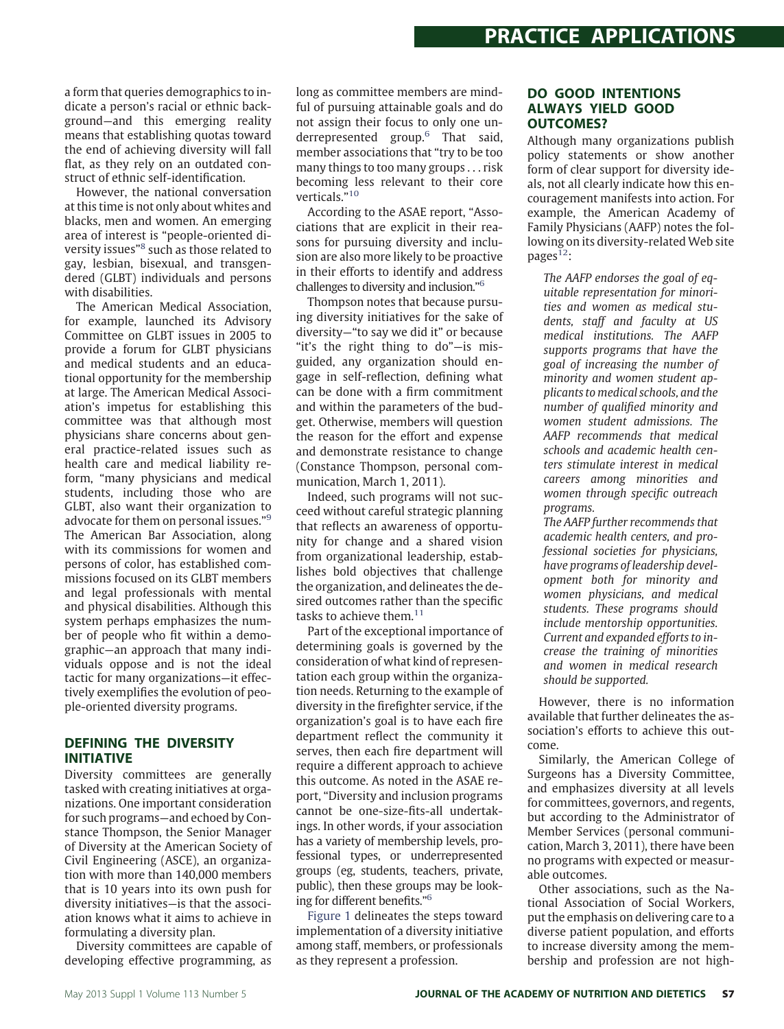a form that queries demographics to indicate a person's racial or ethnic background—and this emerging reality means that establishing quotas toward the end of achieving diversity will fall flat, as they rely on an outdated construct of ethnic self-identification.

However, the national conversation at this time is not only about whites and blacks, men and women. An emerging area of interest is "people-oriented diversity issues"[8] such as those related to gay, lesbian, bisexual, and transgendered (GLBT) individuals and persons with disabilities.

The American Medical Association, for example, launched its Advisory Committee on GLBT issues in 2005 to provide a forum for GLBT physicians and medical students and an educational opportunity for the membership at large. The American Medical Association's impetus for establishing this committee was that although most physicians share concerns about general practice-related issues such as health care and medical liability reform, "many physicians and medical students, including those who are GLBT, also want their organization to advocate for them on personal issues."[9] The American Bar Association, along with its commissions for women and persons of color, has established commissions focused on its GLBT members and legal professionals with mental and physical disabilities. Although this system perhaps emphasizes the number of people who fit within a demographic—an approach that many individuals oppose and is not the ideal tactic for many organizations—it effectively exemplifies the evolution of people-oriented diversity programs.

## DEFINING THE DIVERSITY INITIATIVE

Diversity committees are generally tasked with creating initiatives at organizations. One important consideration for such programs—and echoed by Constance Thompson, the Senior Manager of Diversity at the American Society of Civil Engineering (ASCE), an organization with more than 140,000 members that is 10 years into its own push for diversity initiatives—is that the association knows what it aims to achieve in formulating a diversity plan.

Diversity committees are capable of developing effective programming, as long as committee members are mindful of pursuing attainable goals and do not assign their focus to only one underrepresented group.[6] That said, member associations that "try to be too many things to too many groups . . . risk becoming less relevant to their core verticals."[10]

According to the ASAE report, "Associations that are explicit in their reasons for pursuing diversity and inclusion are also more likely to be proactive in their efforts to identify and address challenges to diversity and inclusion."[6]

Thompson notes that because pursuing diversity initiatives for the sake of diversity—"to say we did it" or because "it's the right thing to do"—is misguided, any organization should engage in self-reflection, defining what can be done with a firm commitment and within the parameters of the budget. Otherwise, members will question the reason for the effort and expense and demonstrate resistance to change (Constance Thompson, personal communication, March 1, 2011).

Indeed, such programs will not succeed without careful strategic planning that reflects an awareness of opportunity for change and a shared vision from organizational leadership, establishes bold objectives that challenge the organization, and delineates the desired outcomes rather than the specific tasks to achieve them.[11]

Part of the exceptional importance of determining goals is governed by the consideration of what kind of representation each group within the organization needs. Returning to the example of diversity in the firefighter service, if the organization's goal is to have each fire department reflect the community it serves, then each fire department will require a different approach to achieve this outcome. As noted in the ASAE report, "Diversity and inclusion programs cannot be one-size-fits-all undertakings. In other words, if your association has a variety of membership levels, professional types, or underrepresented groups (eg, students, teachers, private, public), then these groups may be looking for different benefits."[6]

Figure 1 delineates the steps toward implementation of a diversity initiative among staff, members, or professionals as they represent a profession.

## DO GOOD INTENTIONS ALWAYS YIELD GOOD OUTCOMES?

Although many organizations publish policy statements or show another form of clear support for diversity ideals, not all clearly indicate how this encouragement manifests into action. For example, the American Academy of Family Physicians (AAFP) notes the following on its diversity-related Web site pages[12]:

> *The AAFP endorses the goal of equitable representation for minorities and women as medical students, staff and faculty at US medical institutions. The AAFP supports programs that have the goal of increasing the number of minority and women student applicants to medical schools, and the number of qualified minority and women student admissions. The AAFP recommends that medical schools and academic health centers stimulate interest in medical careers among minorities and women through specific outreach programs.*
>
> *The AAFP further recommends that academic health centers, and professional societies for physicians, have programs of leadership development both for minority and women physicians, and medical students. These programs should include mentorship opportunities. Current and expanded efforts to increase the training of minorities and women in medical research should be supported.*

However, there is no information available that further delineates the association's efforts to achieve this outcome.

Similarly, the American College of Surgeons has a Diversity Committee, and emphasizes diversity at all levels for committees, governors, and regents, but according to the Administrator of Member Services (personal communication, March 3, 2011), there have been no programs with expected or measurable outcomes.

Other associations, such as the National Association of Social Workers, put the emphasis on delivering care to a diverse patient population, and efforts to increase diversity among the membership and profession are not high-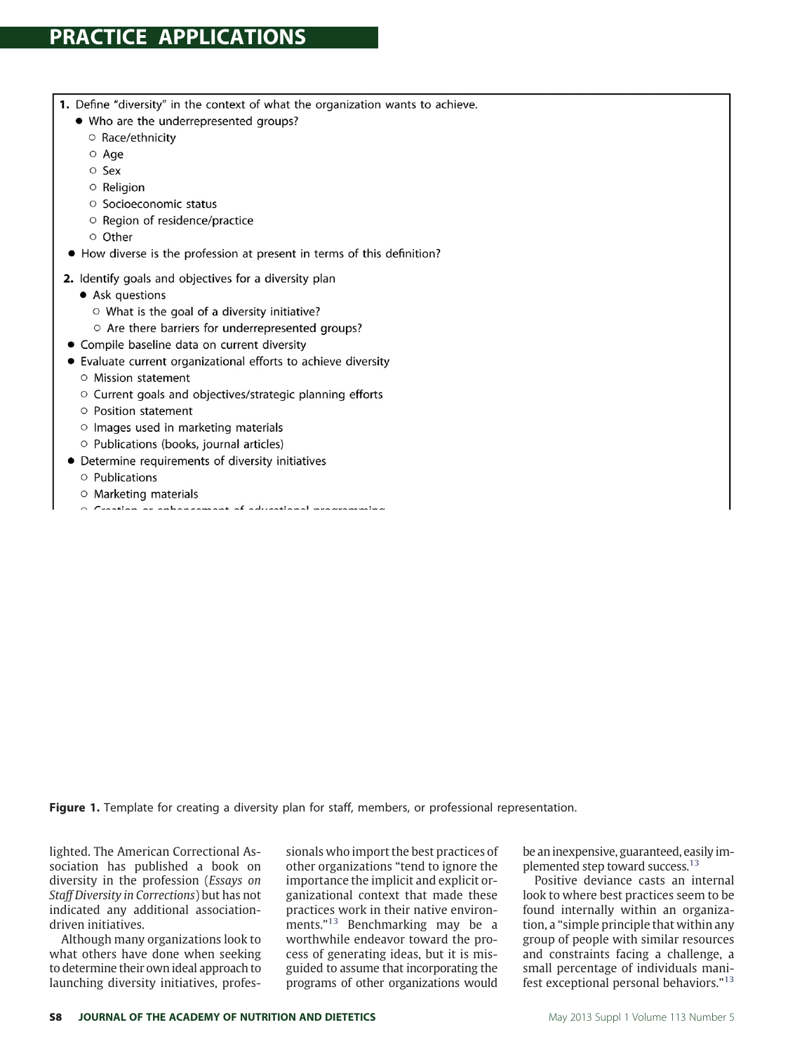1. Define "diversity" in the context of what the organization wants to achieve.
    - Who are the underrepresented groups?
        - Race/ethnicity
        - Age
        - Sex
        - Religion
        - Socioeconomic status
        - Region of residence/practice
        - Other
    - How diverse is the profession at present in terms of this definition?
2. Identify goals and objectives for a diversity plan
    - Ask questions
        - What is the goal of a diversity initiative?
        - Are there barriers for underrepresented groups?
    - Compile baseline data on current diversity
    - Evaluate current organizational efforts to achieve diversity
        - Mission statement
        - Current goals and objectives/strategic planning efforts
        - Position statement
        - Images used in marketing materials
        - Publications (books, journal articles)
    - Determine requirements of diversity initiatives
        - Publications
        - Marketing materials
        - Creation or enhancement of educational programming

**Figure 1.** Template for creating a diversity plan for staff, members, or professional representation.

lighted. The American Correctional Association has published a book on diversity in the profession (*Essays on Staff Diversity in Corrections*) but has not indicated any additional association-driven initiatives.

Although many organizations look to what others have done when seeking to determine their own ideal approach to launching diversity initiatives, professionals who import the best practices of other organizations "tend to ignore the importance the implicit and explicit organizational context that made these practices work in their native environments."[13] Benchmarking may be a worthwhile endeavor toward the process of generating ideas, but it is misguided to assume that incorporating the programs of other organizations would be an inexpensive, guaranteed, easily implemented step toward success.[13]

Positive deviance casts an internal look to where best practices seem to be found internally within an organization, a "simple principle that within any group of people with similar resources and constraints facing a challenge, a small percentage of individuals manifest exceptional personal behaviors."[13]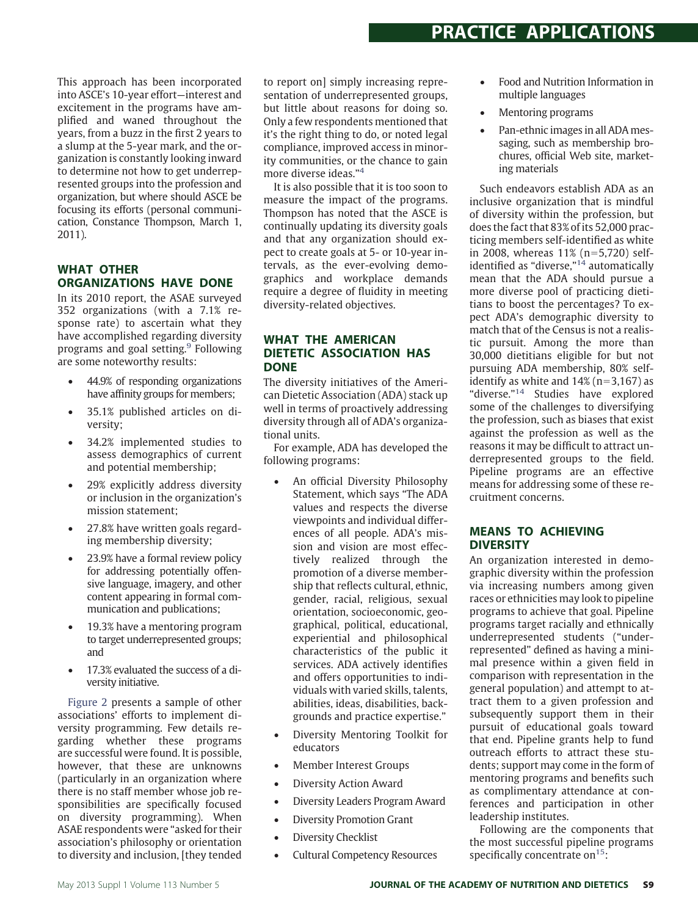This approach has been incorporated into ASCE's 10-year effort—interest and excitement in the programs have amplified and waned throughout the years, from a buzz in the first 2 years to a slump at the 5-year mark, and the organization is constantly looking inward to determine not how to get underrepresented groups into the profession and organization, but where should ASCE be focusing its efforts (personal communication, Constance Thompson, March 1, 2011).

## WHAT OTHER ORGANIZATIONS HAVE DONE

In its 2010 report, the ASAE surveyed 352 organizations (with a 7.1% response rate) to ascertain what they have accomplished regarding diversity programs and goal setting.[9] Following are some noteworthy results:

- 44.9% of responding organizations have affinity groups for members;
- 35.1% published articles on diversity;
- 34.2% implemented studies to assess demographics of current and potential membership;
- 29% explicitly address diversity or inclusion in the organization's mission statement;
- 27.8% have written goals regarding membership diversity;
- 23.9% have a formal review policy for addressing potentially offensive language, imagery, and other content appearing in formal communication and publications;
- 19.3% have a mentoring program to target underrepresented groups; and
- 17.3% evaluated the success of a diversity initiative.

Figure 2 presents a sample of other associations' efforts to implement diversity programming. Few details regarding whether these programs are successful were found. It is possible, however, that these are unknowns (particularly in an organization where there is no staff member whose job responsibilities are specifically focused on diversity programming). When ASAE respondents were "asked for their association's philosophy or orientation to diversity and inclusion, [they tended to report on] simply increasing representation of underrepresented groups, but little about reasons for doing so. Only a few respondents mentioned that it's the right thing to do, or noted legal compliance, improved access in minority communities, or the chance to gain more diverse ideas."[4]

It is also possible that it is too soon to measure the impact of the programs. Thompson has noted that the ASCE is continually updating its diversity goals and that any organization should expect to create goals at 5- or 10-year intervals, as the ever-evolving demographics and workplace demands require a degree of fluidity in meeting diversity-related objectives.

## WHAT THE AMERICAN DIETETIC ASSOCIATION HAS DONE

The diversity initiatives of the American Dietetic Association (ADA) stack up well in terms of proactively addressing diversity through all of ADA's organizational units.

For example, ADA has developed the following programs:

- An official Diversity Philosophy Statement, which says "The ADA values and respects the diverse viewpoints and individual differences of all people. ADA's mission and vision are most effectively realized through the promotion of a diverse membership that reflects cultural, ethnic, gender, racial, religious, sexual orientation, socioeconomic, geographical, political, educational, experiential and philosophical characteristics of the public it services. ADA actively identifies and offers opportunities to individuals with varied skills, talents, abilities, ideas, disabilities, backgrounds and practice expertise."
- Diversity Mentoring Toolkit for educators
- Member Interest Groups
- Diversity Action Award
- Diversity Leaders Program Award
- Diversity Promotion Grant
- Diversity Checklist
- Cultural Competency Resources
- Food and Nutrition Information in multiple languages
- Mentoring programs
- Pan-ethnic images in all ADA messaging, such as membership brochures, official Web site, marketing materials

Such endeavors establish ADA as an inclusive organization that is mindful of diversity within the profession, but does the fact that 83% of its 52,000 practicing members self-identified as white in 2008, whereas 11% (n=5,720) self-identified as "diverse,"[14] automatically mean that the ADA should pursue a more diverse pool of practicing dietitians to boost the percentages? To expect ADA's demographic diversity to match that of the Census is not a realistic pursuit. Among the more than 30,000 dietitians eligible for but not pursuing ADA membership, 80% self-identify as white and 14% (n=3,167) as "diverse."[14] Studies have explored some of the challenges to diversifying the profession, such as biases that exist against the profession as well as the reasons it may be difficult to attract underrepresented groups to the field. Pipeline programs are an effective means for addressing some of these recruitment concerns.

## MEANS TO ACHIEVING DIVERSITY

An organization interested in demographic diversity within the profession via increasing numbers among given races or ethnicities may look to pipeline programs to achieve that goal. Pipeline programs target racially and ethnically underrepresented students ("underrepresented" defined as having a minimal presence within a given field in comparison with representation in the general population) and attempt to attract them to a given profession and subsequently support them in their pursuit of educational goals toward that end. Pipeline grants help to fund outreach efforts to attract these students; support may come in the form of mentoring programs and benefits such as complimentary attendance at conferences and participation in other leadership institutes.

Following are the components that the most successful pipeline programs specifically concentrate on[15]: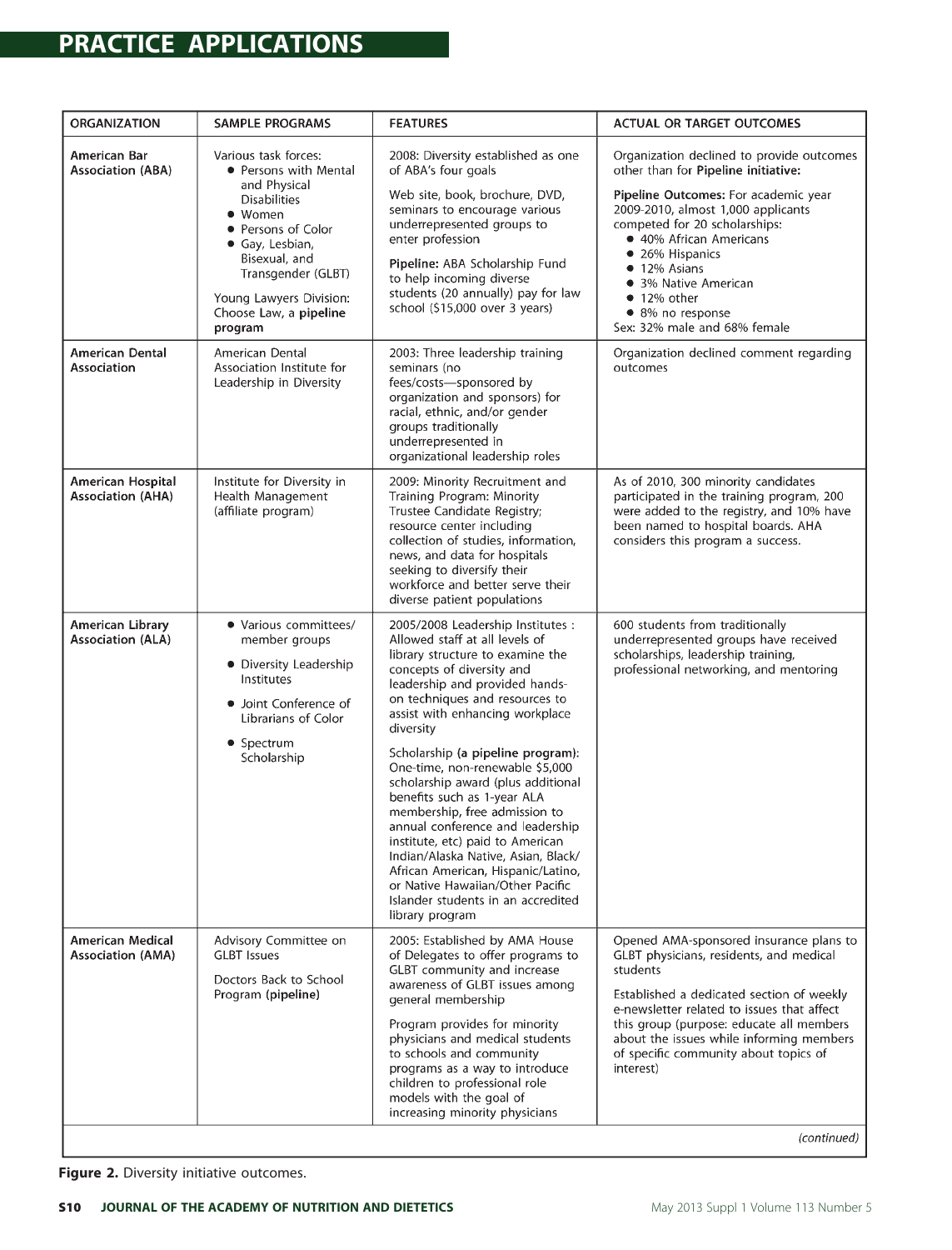## PRACTICE APPLICATIONS

| ORGANIZATION | SAMPLE PROGRAMS | FEATURES | ACTUAL OR TARGET OUTCOMES |
|---|---|---|---|
| American Bar Association (ABA) | Various task forces:<br>• Persons with Mental and Physical Disabilities<br>• Women<br>• Persons of Color<br>• Gay, Lesbian, Bisexual, and Transgender (GLBT)<br><br>Young Lawyers Division: Choose Law, a **pipeline** program | 2008: Diversity established as one of ABA's four goals<br><br>Web site, book, brochure, DVD, seminars to encourage various underrepresented groups to enter profession<br><br>**Pipeline:** ABA Scholarship Fund to help incoming diverse students (20 annually) pay for law school ($15,000 over 3 years) | Organization declined to provide outcomes other than for **Pipeline initiative:**<br><br>**Pipeline Outcomes:** For academic year 2009-2010, almost 1,000 applicants competed for 20 scholarships:<br>• 40% African Americans<br>• 26% Hispanics<br>• 12% Asians<br>• 3% Native American<br>• 12% other<br>• 8% no response<br>Sex: 32% male and 68% female |
| American Dental Association | American Dental Association Institute for Leadership in Diversity | 2003: Three leadership training seminars (no fees/costs—sponsored by organization and sponsors) for racial, ethnic, and/or gender groups traditionally underrepresented in organizational leadership roles | Organization declined comment regarding outcomes |
| American Hospital Association (AHA) | Institute for Diversity in Health Management (affiliate program) | 2009: Minority Recruitment and Training Program: Minority Trustee Candidate Registry; resource center including collection of studies, information, news, and data for hospitals seeking to diversify their workforce and better serve their diverse patient populations | As of 2010, 300 minority candidates participated in the training program, 200 were added to the registry, and 10% have been named to hospital boards. AHA considers this program a success. |
| American Library Association (ALA) | • Various committees/ member groups<br>• Diversity Leadership Institutes<br>• Joint Conference of Librarians of Color<br>• Spectrum Scholarship | 2005/2008 Leadership Institutes : Allowed staff at all levels of library structure to examine the concepts of diversity and leadership and provided hands-on techniques and resources to assist with enhancing workplace diversity<br><br>Scholarship **(a pipeline program)**: One-time, non-renewable $5,000 scholarship award (plus additional benefits such as 1-year ALA membership, free admission to annual conference and leadership institute, etc) paid to American Indian/Alaska Native, Asian, Black/ African American, Hispanic/Latino, or Native Hawaiian/Other Pacific Islander students in an accredited library program | 600 students from traditionally underrepresented groups have received scholarships, leadership training, professional networking, and mentoring |
| American Medical Association (AMA) | Advisory Committee on GLBT Issues<br><br>Doctors Back to School Program **(pipeline)** | 2005: Established by AMA House of Delegates to offer programs to GLBT community and increase awareness of GLBT issues among general membership<br><br>Program provides for minority physicians and medical students to schools and community programs as a way to introduce children to professional role models with the goal of increasing minority physicians | Opened AMA-sponsored insurance plans to GLBT physicians, residents, and medical students<br><br>Established a dedicated section of weekly e-newsletter related to issues that affect this group (purpose: educate all members about the issues while informing members of specific community about topics of interest) |

*(continued)*

**Figure 2.** Diversity initiative outcomes.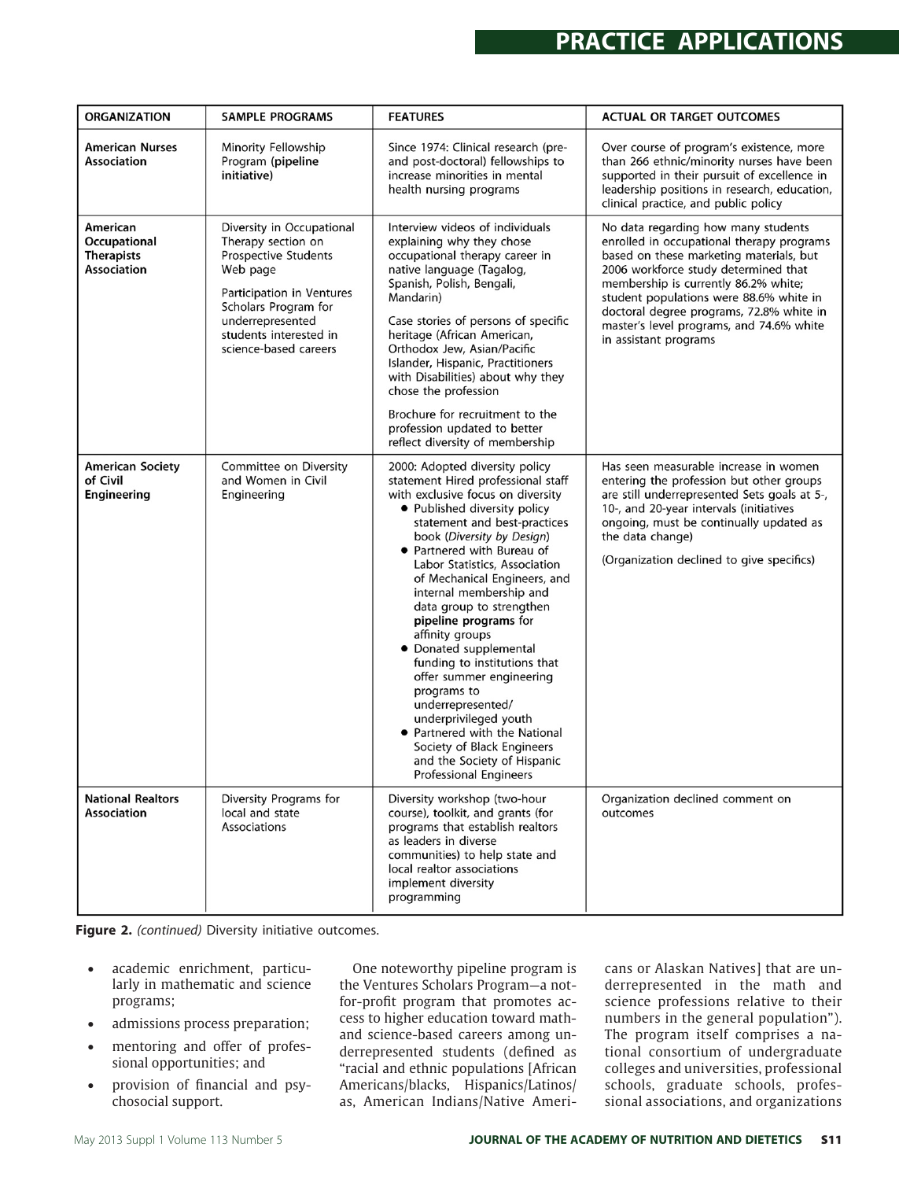| ORGANIZATION | SAMPLE PROGRAMS | FEATURES | ACTUAL OR TARGET OUTCOMES |
|---|---|---|---|
| **American Nurses Association** | Minority Fellowship Program (**pipeline initiative**) | Since 1974: Clinical research (pre- and post-doctoral) fellowships to increase minorities in mental health nursing programs | Over course of program's existence, more than 266 ethnic/minority nurses have been supported in their pursuit of excellence in leadership positions in research, education, clinical practice, and public policy |
| **American Occupational Therapists Association** | Diversity in Occupational Therapy section on Prospective Students Web page<br><br>Participation in Ventures Scholars Program for underrepresented students interested in science-based careers | Interview videos of individuals explaining why they chose occupational therapy career in native language (Tagalog, Spanish, Polish, Bengali, Mandarin)<br><br>Case stories of persons of specific heritage (African American, Orthodox Jew, Asian/Pacific Islander, Hispanic, Practitioners with Disabilities) about why they chose the profession<br><br>Brochure for recruitment to the profession updated to better reflect diversity of membership | No data regarding how many students enrolled in occupational therapy programs based on these marketing materials, but 2006 workforce study determined that membership is currently 86.2% white; student populations were 88.6% white in doctoral degree programs, 72.8% white in master's level programs, and 74.6% white in assistant programs |
| **American Society of Civil Engineering** | Committee on Diversity and Women in Civil Engineering | 2000: Adopted diversity policy statement Hired professional staff with exclusive focus on diversity<br>• Published diversity policy statement and best-practices book (*Diversity by Design*)<br>• Partnered with Bureau of Labor Statistics, Association of Mechanical Engineers, and internal membership and data group to strengthen **pipeline programs** for affinity groups<br>• Donated supplemental funding to institutions that offer summer engineering programs to underrepresented/ underprivileged youth<br>• Partnered with the National Society of Black Engineers and the Society of Hispanic Professional Engineers | Has seen measurable increase in women entering the profession but other groups are still underrepresented Sets goals at 5-, 10-, and 20-year intervals (initiatives ongoing, must be continually updated as the data change)<br><br>(Organization declined to give specifics) |
| **National Realtors Association** | Diversity Programs for local and state Associations | Diversity workshop (two-hour course), toolkit, and grants (for programs that establish realtors as leaders in diverse communities) to help state and local realtor associations implement diversity programming | Organization declined comment on outcomes |

**Figure 2.** *(continued)* Diversity initiative outcomes.

- academic enrichment, particularly in mathematic and science programs;
- admissions process preparation;
- mentoring and offer of professional opportunities; and
- provision of financial and psychosocial support.

One noteworthy pipeline program is the Ventures Scholars Program—a not-for-profit program that promotes access to higher education toward math- and science-based careers among underrepresented students (defined as "racial and ethnic populations [African Americans/blacks, Hispanics/Latinos/as, American Indians/Native Americans or Alaskan Natives] that are underrepresented in the math and science professions relative to their numbers in the general population"). The program itself comprises a national consortium of undergraduate colleges and universities, professional schools, graduate schools, professional associations, and organizations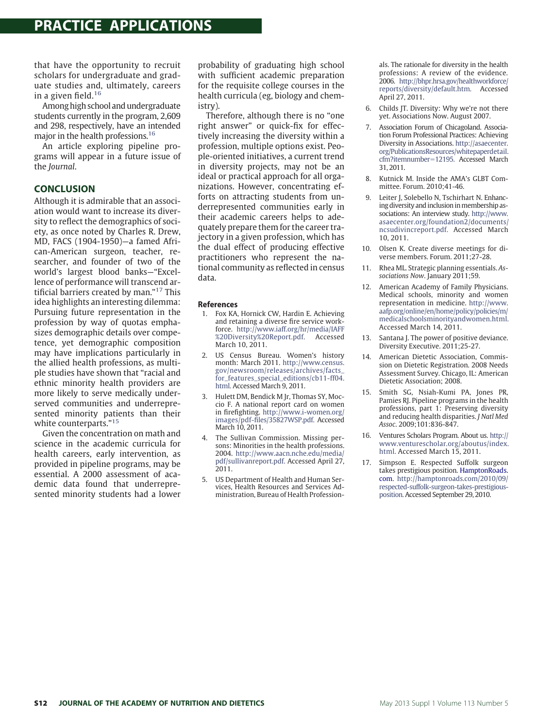that have the opportunity to recruit scholars for undergraduate and graduate studies and, ultimately, careers in a given field.[16]

Among high school and undergraduate students currently in the program, 2,609 and 298, respectively, have an intended major in the health professions.[16]

An article exploring pipeline programs will appear in a future issue of the *Journal*.

## CONCLUSION

Although it is admirable that an association would want to increase its diversity to reflect the demographics of society, as once noted by Charles R. Drew, MD, FACS (1904-1950)—a famed African-American surgeon, teacher, researcher, and founder of two of the world's largest blood banks—"Excellence of performance will transcend artificial barriers created by man."[17] This idea highlights an interesting dilemma: Pursuing future representation in the profession by way of quotas emphasizes demographic details over competence, yet demographic composition may have implications particularly in the allied health professions, as multiple studies have shown that "racial and ethnic minority health providers are more likely to serve medically underserved communities and underrepresented minority patients than their white counterparts."[15]

Given the concentration on math and science in the academic curricula for health careers, early intervention, as provided in pipeline programs, may be essential. A 2000 assessment of academic data found that underrepresented minority students had a lower probability of graduating high school with sufficient academic preparation for the requisite college courses in the health curricula (eg, biology and chemistry).

Therefore, although there is no "one right answer" or quick-fix for effectively increasing the diversity within a profession, multiple options exist. People-oriented initiatives, a current trend in diversity projects, may not be an ideal or practical approach for all organizations. However, concentrating efforts on attracting students from underrepresented communities early in their academic careers helps to adequately prepare them for the career trajectory in a given profession, which has the dual effect of producing effective practitioners who represent the national community as reflected in census data.

### References

1. Fox KA, Hornick CW, Hardin E. Achieving and retaining a diverse fire service workforce. http://www.iaff.org/hr/media/IAFF%20Diversity%20Report.pdf. Accessed March 10, 2011.
2. US Census Bureau. Women's history month: March 2011. http://www.census.gov/newsroom/releases/archives/facts_for_features_special_editions/cb11-ff04.html. Accessed March 9, 2011.
3. Hulett DM, Bendick M Jr, Thomas SY, Moccio F. A national report card on women in firefighting. http://www.i-women.org/images/pdf-files/35827WSP.pdf. Accessed March 10, 2011.
4. The Sullivan Commission. Missing persons: Minorities in the health professions. 2004. http://www.aacn.nche.edu/media/pdf/sullivanreport.pdf. Accessed April 27, 2011.
5. US Department of Health and Human Services, Health Resources and Services Administration, Bureau of Health Professionals. The rationale for diversity in the health professions: A review of the evidence. 2006. http://bhpr.hrsa.gov/healthworkforce/reports/diversity/default.htm. Accessed April 27, 2011.
6. Childs JT. Diversity: Why we're not there yet. Associations Now. August 2007.
7. Association Forum of Chicagoland. Association Forum Professional Practices: Achieving Diversity in Associations. http://asaecenter.org/PublicationsResources/whitepaperdetail.cfm?itemnumber=12195. Accessed March 31, 2011.
8. Kutnick M. Inside the AMA's GLBT Committee. Forum. 2010;41-46.
9. Leiter J, Solebello N, Tschirhart N. Enhancing diversity and inclusion in membership associations: An interview study. http://www.asaecenter.org/foundation2/documents/ncsudivincreport.pdf. Accessed March 10, 2011.
10. Olsen K. Create diverse meetings for diverse members. Forum. 2011;27-28.
11. Rhea ML. Strategic planning essentials. *Associations Now*. January 2011;59.
12. American Academy of Family Physicians. Medical schools, minority and women representation in medicine. http://www.aafp.org/online/en/home/policy/policies/m/medicalschoolsminorityandwomen.html. Accessed March 14, 2011.
13. Santana J. The power of positive deviance. Diversity Executive. 2011;25-27.
14. American Dietetic Association, Commission on Dietetic Registration. 2008 Needs Assessment Survey. Chicago, IL: American Dietetic Association; 2008.
15. Smith SG, Nsiah-Kumi PA, Jones PR, Pamies RJ. Pipeline programs in the health professions, part 1: Preserving diversity and reducing health disparities. *J Natl Med Assoc*. 2009;101:836-847.
16. Ventures Scholars Program. About us. http://www.venturescholar.org/aboutus/index.html. Accessed March 15, 2011.
17. Simpson E. Respected Suffolk surgeon takes prestigious position. HamptonRoads.com. http://hamptonroads.com/2010/09/respected-suffolk-surgeon-takes-prestigious-position. Accessed September 29, 2010.